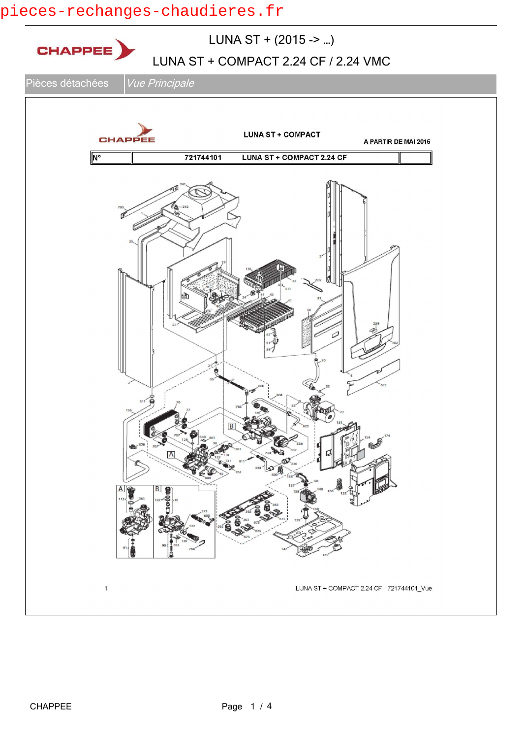# LUNA ST + (2015 -> ...)

## LUNA ST + COMPACT 2.24 CF / 2.24 VMC

| Pièces détachées | *Vue Principale* |
| --- | --- |

CHAPPEE

**LUNA ST + COMPACT**

**A PARTIR DE MAI 2015**

| N° | 721744101 LUNA ST + COMPACT 2.24 CF | |
| --- | --- | --- |

1

LUNA ST + COMPACT 2.24 CF - 721744101_Vue

CHAPPEE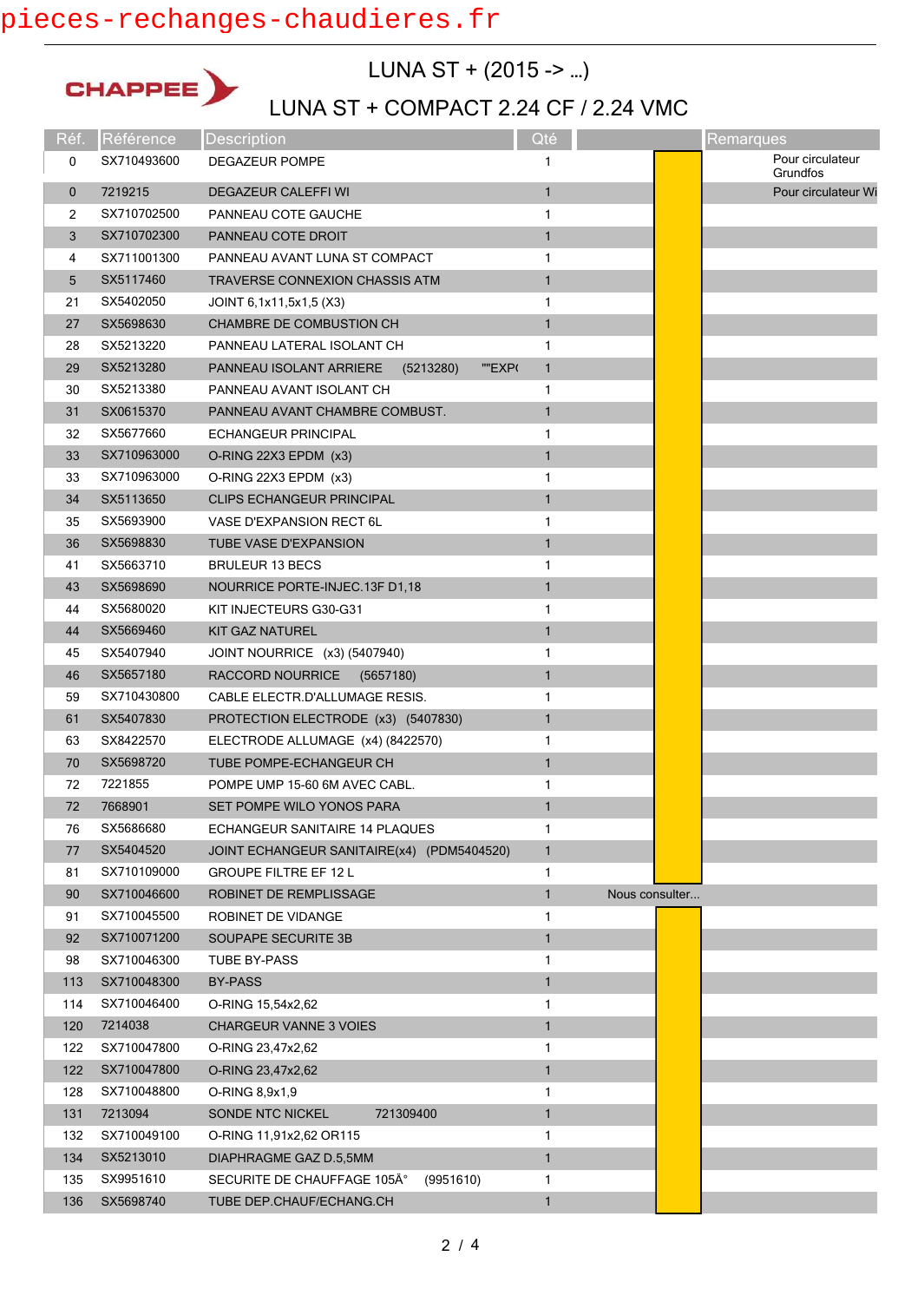pieces-rechanges-chaudieres.fr

CHAPPEE

# LUNA ST + (2015 -> ...)

## LUNA ST + COMPACT 2.24 CF / 2.24 VMC

| Réf. | Référence | Description | Qté | | Remarques |
|---|---|---|---|---|---|
| 0 | SX710493600 | DEGAZEUR POMPE | 1 | | Pour circulateur Grundfos |
| 0 | 7219215 | DEGAZEUR CALEFFI WI | 1 | | Pour circulateur Wi |
| 2 | SX710702500 | PANNEAU COTE GAUCHE | 1 | | |
| 3 | SX710702300 | PANNEAU COTE DROIT | 1 | | |
| 4 | SX711001300 | PANNEAU AVANT LUNA ST COMPACT | 1 | | |
| 5 | SX5117460 | TRAVERSE CONNEXION CHASSIS ATM | 1 | | |
| 21 | SX5402050 | JOINT 6,1x11,5x1,5 (X3) | 1 | | |
| 27 | SX5698630 | CHAMBRE DE COMBUSTION CH | 1 | | |
| 28 | SX5213220 | PANNEAU LATERAL ISOLANT CH | 1 | | |
| 29 | SX5213280 | PANNEAU ISOLANT ARRIERE (5213280) ""EXP( | 1 | | |
| 30 | SX5213380 | PANNEAU AVANT ISOLANT CH | 1 | | |
| 31 | SX0615370 | PANNEAU AVANT CHAMBRE COMBUST. | 1 | | |
| 32 | SX5677660 | ECHANGEUR PRINCIPAL | 1 | | |
| 33 | SX710963000 | O-RING 22X3 EPDM (x3) | 1 | | |
| 33 | SX710963000 | O-RING 22X3 EPDM (x3) | 1 | | |
| 34 | SX5113650 | CLIPS ECHANGEUR PRINCIPAL | 1 | | |
| 35 | SX5693900 | VASE D'EXPANSION RECT 6L | 1 | | |
| 36 | SX5698830 | TUBE VASE D'EXPANSION | 1 | | |
| 41 | SX5663710 | BRULEUR 13 BECS | 1 | | |
| 43 | SX5698690 | NOURRICE PORTE-INJEC.13F D1,18 | 1 | | |
| 44 | SX5680020 | KIT INJECTEURS G30-G31 | 1 | | |
| 44 | SX5669460 | KIT GAZ NATUREL | 1 | | |
| 45 | SX5407940 | JOINT NOURRICE (x3) (5407940) | 1 | | |
| 46 | SX5657180 | RACCORD NOURRICE (5657180) | 1 | | |
| 59 | SX710430800 | CABLE ELECTR.D'ALLUMAGE RESIS. | 1 | | |
| 61 | SX5407830 | PROTECTION ELECTRODE (x3) (5407830) | 1 | | |
| 63 | SX8422570 | ELECTRODE ALLUMAGE (x4) (8422570) | 1 | | |
| 70 | SX5698720 | TUBE POMPE-ECHANGEUR CH | 1 | | |
| 72 | 7221855 | POMPE UMP 15-60 6M AVEC CABL. | 1 | | |
| 72 | 7668901 | SET POMPE WILO YONOS PARA | 1 | | |
| 76 | SX5686680 | ECHANGEUR SANITAIRE 14 PLAQUES | 1 | | |
| 77 | SX5404520 | JOINT ECHANGEUR SANITAIRE(x4) (PDM5404520) | 1 | | |
| 81 | SX710109000 | GROUPE FILTRE EF 12 L | 1 | | |
| 90 | SX710046600 | ROBINET DE REMPLISSAGE | 1 | Nous consulter... | |
| 91 | SX710045500 | ROBINET DE VIDANGE | 1 | | |
| 92 | SX710071200 | SOUPAPE SECURITE 3B | 1 | | |
| 98 | SX710046300 | TUBE BY-PASS | 1 | | |
| 113 | SX710048300 | BY-PASS | 1 | | |
| 114 | SX710046400 | O-RING 15,54x2,62 | 1 | | |
| 120 | 7214038 | CHARGEUR VANNE 3 VOIES | 1 | | |
| 122 | SX710047800 | O-RING 23,47x2,62 | 1 | | |
| 122 | SX710047800 | O-RING 23,47x2,62 | 1 | | |
| 128 | SX710048800 | O-RING 8,9x1,9 | 1 | | |
| 131 | 7213094 | SONDE NTC NICKEL 721309400 | 1 | | |
| 132 | SX710049100 | O-RING 11,91x2,62 OR115 | 1 | | |
| 134 | SX5213010 | DIAPHRAGME GAZ D.5,5MM | 1 | | |
| 135 | SX9951610 | SECURITE DE CHAUFFAGE 105Â° (9951610) | 1 | | |
| 136 | SX5698740 | TUBE DEP.CHAUF/ECHANG.CH | 1 | | |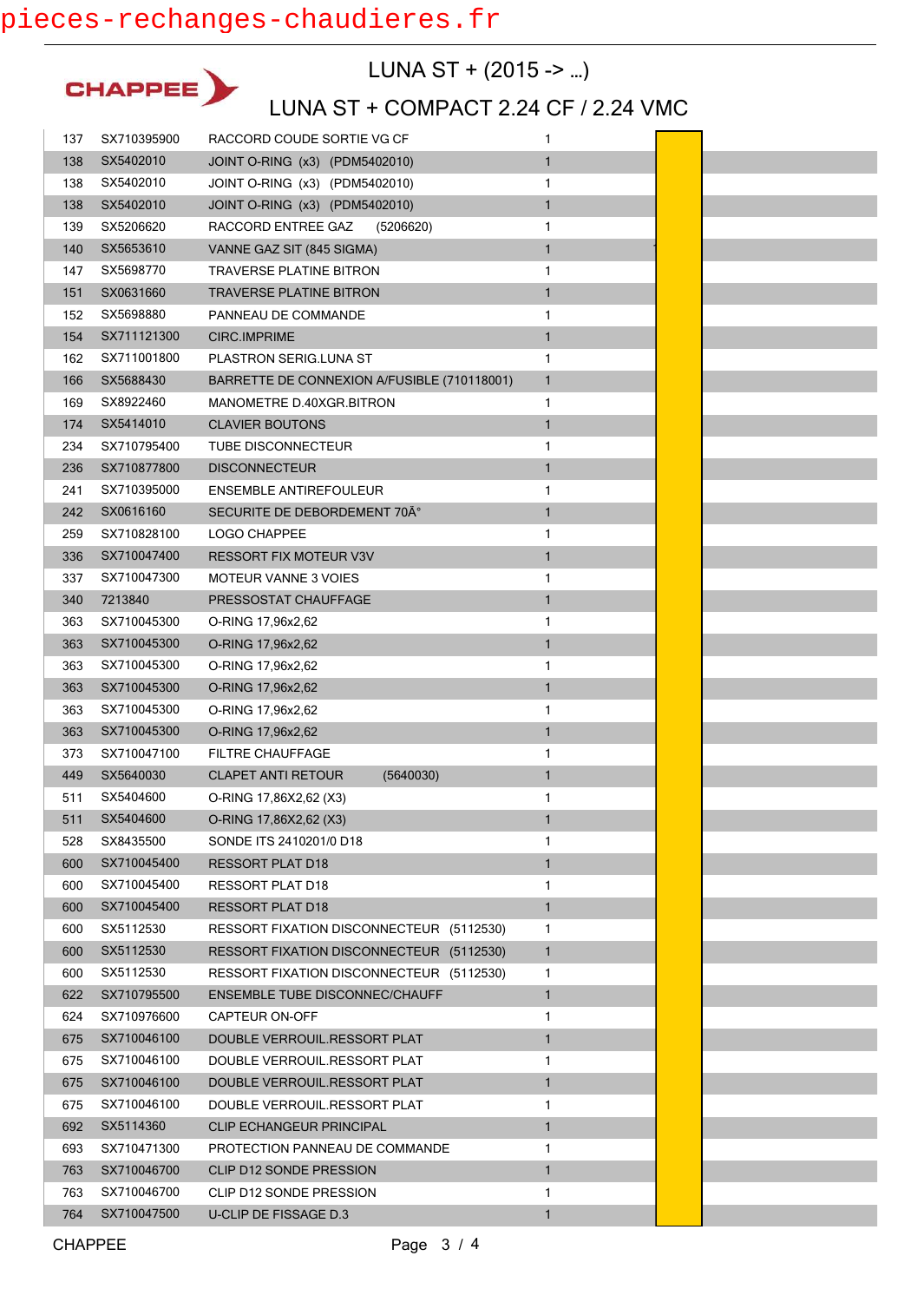pieces-rechanges-chaudieres.fr

CHAPPEE

# LUNA ST + (2015 -> ...)

## LUNA ST + COMPACT 2.24 CF / 2.24 VMC

| | | | | |
|---|---|---|---|---|
| 137 | SX710395900 | RACCORD COUDE SORTIE VG CF | 1 | |
| 138 | SX5402010 | JOINT O-RING (x3) (PDM5402010) | 1 | |
| 138 | SX5402010 | JOINT O-RING (x3) (PDM5402010) | 1 | |
| 138 | SX5402010 | JOINT O-RING (x3) (PDM5402010) | 1 | |
| 139 | SX5206620 | RACCORD ENTREE GAZ (5206620) | 1 | |
| 140 | SX5653610 | VANNE GAZ SIT (845 SIGMA) | 1 | |
| 147 | SX5698770 | TRAVERSE PLATINE BITRON | 1 | |
| 151 | SX0631660 | TRAVERSE PLATINE BITRON | 1 | |
| 152 | SX5698880 | PANNEAU DE COMMANDE | 1 | |
| 154 | SX711121300 | CIRC.IMPRIME | 1 | |
| 162 | SX711001800 | PLASTRON SERIG.LUNA ST | 1 | |
| 166 | SX5688430 | BARRETTE DE CONNEXION A/FUSIBLE (710118001) | 1 | |
| 169 | SX8922460 | MANOMETRE D.40XGR.BITRON | 1 | |
| 174 | SX5414010 | CLAVIER BOUTONS | 1 | |
| 234 | SX710795400 | TUBE DISCONNECTEUR | 1 | |
| 236 | SX710877800 | DISCONNECTEUR | 1 | |
| 241 | SX710395000 | ENSEMBLE ANTIREFOULEUR | 1 | |
| 242 | SX0616160 | SECURITE DE DEBORDEMENT 70Â° | 1 | |
| 259 | SX710828100 | LOGO CHAPPEE | 1 | |
| 336 | SX710047400 | RESSORT FIX MOTEUR V3V | 1 | |
| 337 | SX710047300 | MOTEUR VANNE 3 VOIES | 1 | |
| 340 | 7213840 | PRESSOSTAT CHAUFFAGE | 1 | |
| 363 | SX710045300 | O-RING 17,96x2,62 | 1 | |
| 363 | SX710045300 | O-RING 17,96x2,62 | 1 | |
| 363 | SX710045300 | O-RING 17,96x2,62 | 1 | |
| 363 | SX710045300 | O-RING 17,96x2,62 | 1 | |
| 363 | SX710045300 | O-RING 17,96x2,62 | 1 | |
| 363 | SX710045300 | O-RING 17,96x2,62 | 1 | |
| 373 | SX710047100 | FILTRE CHAUFFAGE | 1 | |
| 449 | SX5640030 | CLAPET ANTI RETOUR (5640030) | 1 | |
| 511 | SX5404600 | O-RING 17,86X2,62 (X3) | 1 | |
| 511 | SX5404600 | O-RING 17,86X2,62 (X3) | 1 | |
| 528 | SX8435500 | SONDE ITS 2410201/0 D18 | 1 | |
| 600 | SX710045400 | RESSORT PLAT D18 | 1 | |
| 600 | SX710045400 | RESSORT PLAT D18 | 1 | |
| 600 | SX710045400 | RESSORT PLAT D18 | 1 | |
| 600 | SX5112530 | RESSORT FIXATION DISCONNECTEUR (5112530) | 1 | |
| 600 | SX5112530 | RESSORT FIXATION DISCONNECTEUR (5112530) | 1 | |
| 600 | SX5112530 | RESSORT FIXATION DISCONNECTEUR (5112530) | 1 | |
| 622 | SX710795500 | ENSEMBLE TUBE DISCONNEC/CHAUFF | 1 | |
| 624 | SX710976600 | CAPTEUR ON-OFF | 1 | |
| 675 | SX710046100 | DOUBLE VERROUIL.RESSORT PLAT | 1 | |
| 675 | SX710046100 | DOUBLE VERROUIL.RESSORT PLAT | 1 | |
| 675 | SX710046100 | DOUBLE VERROUIL.RESSORT PLAT | 1 | |
| 675 | SX710046100 | DOUBLE VERROUIL.RESSORT PLAT | 1 | |
| 692 | SX5114360 | CLIP ECHANGEUR PRINCIPAL | 1 | |
| 693 | SX710471300 | PROTECTION PANNEAU DE COMMANDE | 1 | |
| 763 | SX710046700 | CLIP D12 SONDE PRESSION | 1 | |
| 763 | SX710046700 | CLIP D12 SONDE PRESSION | 1 | |
| 764 | SX710047500 | U-CLIP DE FISSAGE D.3 | 1 | |

CHAPPEE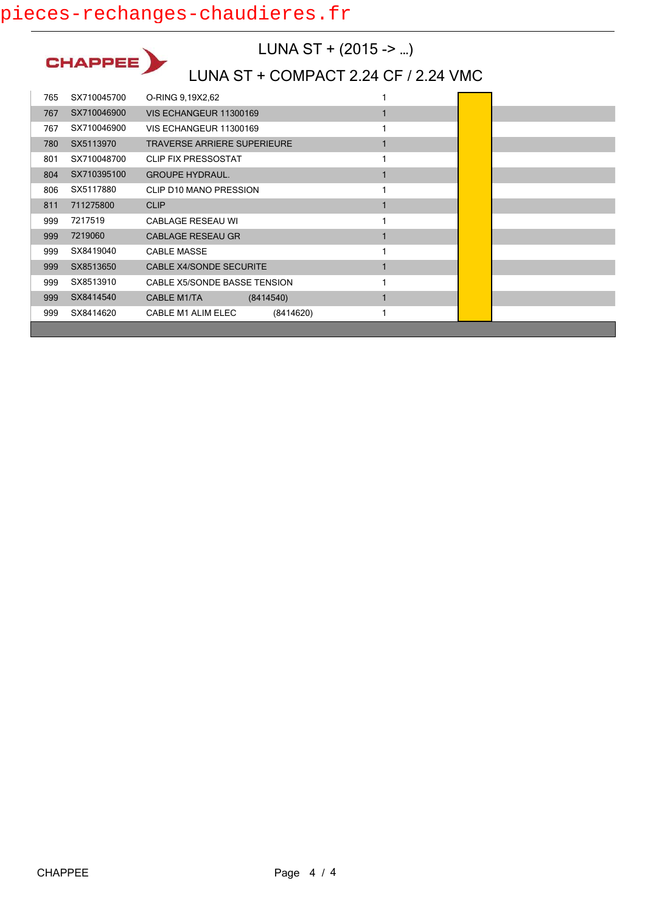pieces-rechanges-chaudieres.fr

CHAPPEE

# LUNA ST + (2015 -> ...)

## LUNA ST + COMPACT 2.24 CF / 2.24 VMC

| | | | | | |
|---|---|---|---|---|---|
| 765 | SX710045700 | O-RING 9,19X2,62 | 1 | | |
| 767 | SX710046900 | VIS ECHANGEUR 11300169 | 1 | | |
| 767 | SX710046900 | VIS ECHANGEUR 11300169 | 1 | | |
| 780 | SX5113970 | TRAVERSE ARRIERE SUPERIEURE | 1 | | |
| 801 | SX710048700 | CLIP FIX PRESSOSTAT | 1 | | |
| 804 | SX710395100 | GROUPE HYDRAUL. | 1 | | |
| 806 | SX5117880 | CLIP D10 MANO PRESSION | 1 | | |
| 811 | 711275800 | CLIP | 1 | | |
| 999 | 7217519 | CABLAGE RESEAU WI | 1 | | |
| 999 | 7219060 | CABLAGE RESEAU GR | 1 | | |
| 999 | SX8419040 | CABLE MASSE | 1 | | |
| 999 | SX8513650 | CABLE X4/SONDE SECURITE | 1 | | |
| 999 | SX8513910 | CABLE X5/SONDE BASSE TENSION | 1 | | |
| 999 | SX8414540 | CABLE M1/TA (8414540) | 1 | | |
| 999 | SX8414620 | CABLE M1 ALIM ELEC (8414620) | 1 | | |

CHAPPEE